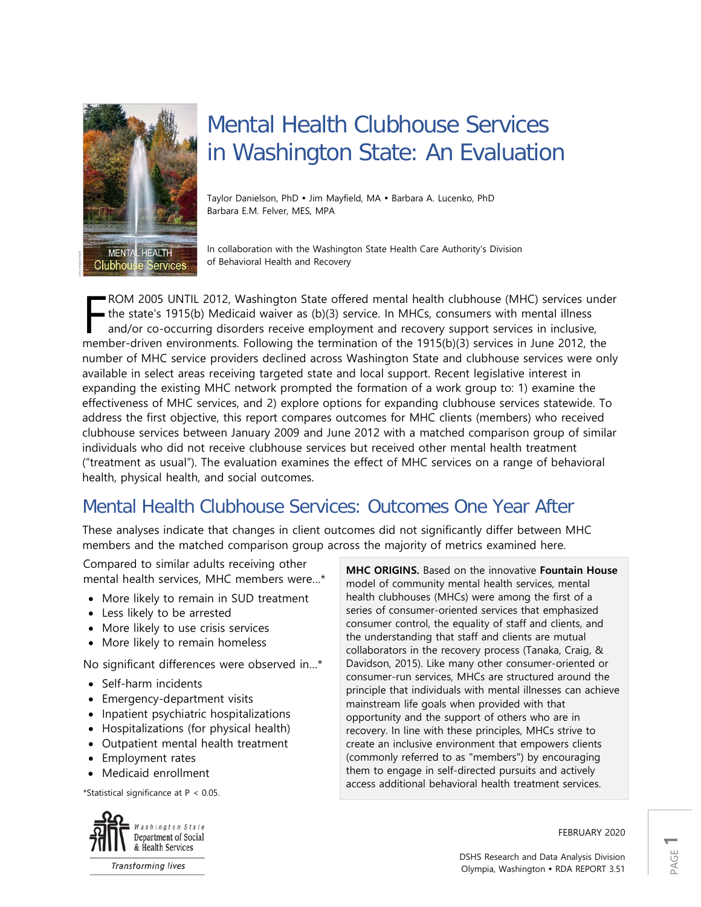# Mental Health Clubhouse Services in Washington State: An Evaluation

Taylor Danielson, PhD • Jim Mayfield, MA • Barbara A. Lucenko, PhD
Barbara E.M. Felver, MES, MPA

In collaboration with the Washington State Health Care Authority's Division of Behavioral Health and Recovery

FROM 2005 UNTIL 2012, Washington State offered mental health clubhouse (MHC) services under the state's 1915(b) Medicaid waiver as (b)(3) service. In MHCs, consumers with mental illness and/or co-occurring disorders receive employment and recovery support services in inclusive, member-driven environments. Following the termination of the 1915(b)(3) services in June 2012, the number of MHC service providers declined across Washington State and clubhouse services were only available in select areas receiving targeted state and local support. Recent legislative interest in expanding the existing MHC network prompted the formation of a work group to: 1) examine the effectiveness of MHC services, and 2) explore options for expanding clubhouse services statewide. To address the first objective, this report compares outcomes for MHC clients (members) who received clubhouse services between January 2009 and June 2012 with a matched comparison group of similar individuals who did not receive clubhouse services but received other mental health treatment ("treatment as usual"). The evaluation examines the effect of MHC services on a range of behavioral health, physical health, and social outcomes.

## Mental Health Clubhouse Services: Outcomes One Year After

These analyses indicate that changes in client outcomes did not significantly differ between MHC members and the matched comparison group across the majority of metrics examined here.

Compared to similar adults receiving other mental health services, MHC members were...*

- More likely to remain in SUD treatment
- Less likely to be arrested
- More likely to use crisis services
- More likely to remain homeless

No significant differences were observed in...*

- Self-harm incidents
- Emergency-department visits
- Inpatient psychiatric hospitalizations
- Hospitalizations (for physical health)
- Outpatient mental health treatment
- Employment rates
- Medicaid enrollment

*Statistical significance at $P < 0.05$.

**MHC ORIGINS.** Based on the innovative **Fountain House** model of community mental health services, mental health clubhouses (MHCs) were among the first of a series of consumer-oriented services that emphasized consumer control, the equality of staff and clients, and the understanding that staff and clients are mutual collaborators in the recovery process (Tanaka, Craig, & Davidson, 2015). Like many other consumer-oriented or consumer-run services, MHCs are structured around the principle that individuals with mental illnesses can achieve mainstream life goals when provided with that opportunity and the support of others who are in recovery. In line with these principles, MHCs strive to create an inclusive environment that empowers clients (commonly referred to as "members") by encouraging them to engage in self-directed pursuits and actively access additional behavioral health treatment services.

FEBRUARY 2020

DSHS Research and Data Analysis Division
Olympia, Washington • RDA REPORT 3.51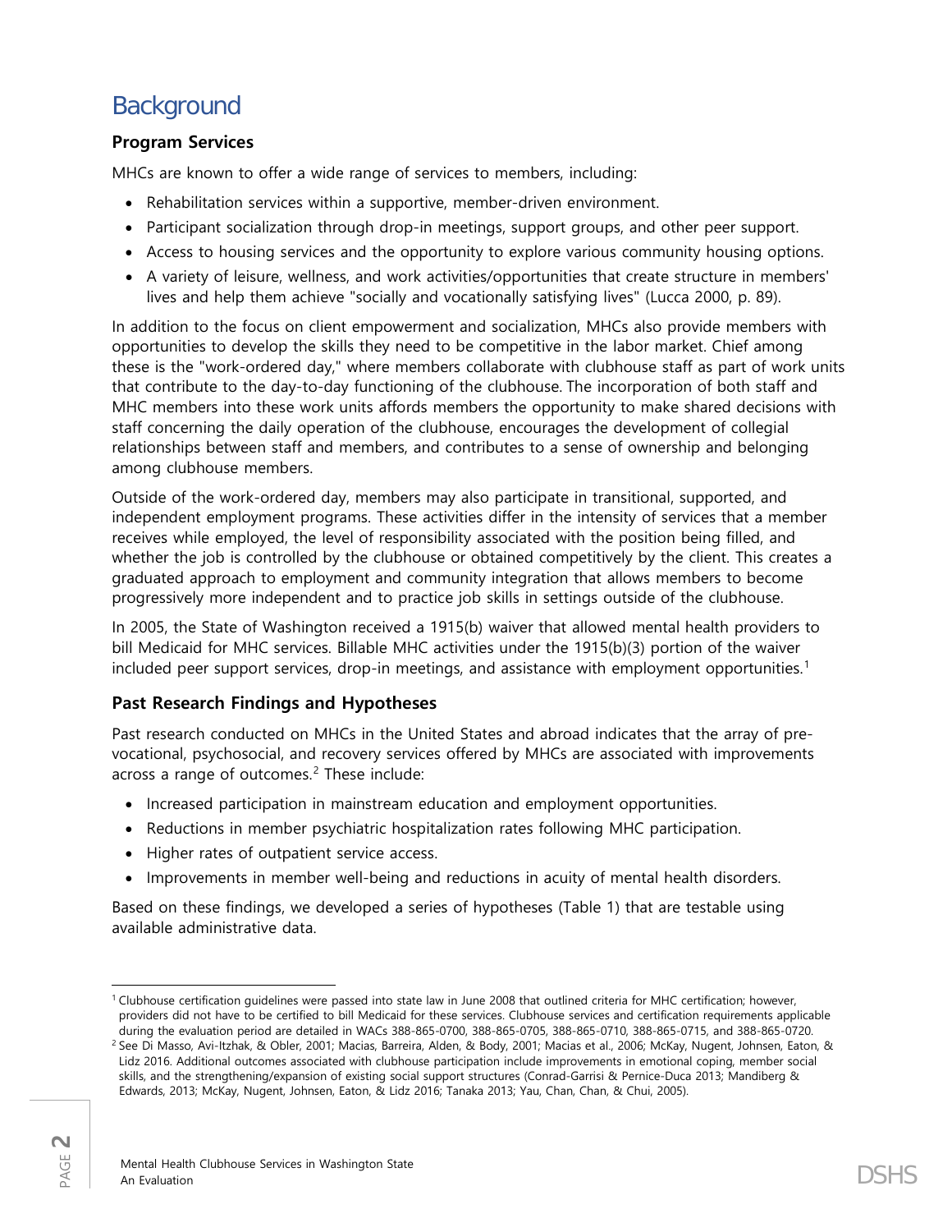# Background

### Program Services

MHCs are known to offer a wide range of services to members, including:

- Rehabilitation services within a supportive, member-driven environment.
- Participant socialization through drop-in meetings, support groups, and other peer support.
- Access to housing services and the opportunity to explore various community housing options.
- A variety of leisure, wellness, and work activities/opportunities that create structure in members' lives and help them achieve "socially and vocationally satisfying lives" (Lucca 2000, p. 89).

In addition to the focus on client empowerment and socialization, MHCs also provide members with opportunities to develop the skills they need to be competitive in the labor market. Chief among these is the "work-ordered day," where members collaborate with clubhouse staff as part of work units that contribute to the day-to-day functioning of the clubhouse. The incorporation of both staff and MHC members into these work units affords members the opportunity to make shared decisions with staff concerning the daily operation of the clubhouse, encourages the development of collegial relationships between staff and members, and contributes to a sense of ownership and belonging among clubhouse members.

Outside of the work-ordered day, members may also participate in transitional, supported, and independent employment programs. These activities differ in the intensity of services that a member receives while employed, the level of responsibility associated with the position being filled, and whether the job is controlled by the clubhouse or obtained competitively by the client. This creates a graduated approach to employment and community integration that allows members to become progressively more independent and to practice job skills in settings outside of the clubhouse.

In 2005, the State of Washington received a 1915(b) waiver that allowed mental health providers to bill Medicaid for MHC services. Billable MHC activities under the 1915(b)(3) portion of the waiver included peer support services, drop-in meetings, and assistance with employment opportunities.[1]

### Past Research Findings and Hypotheses

Past research conducted on MHCs in the United States and abroad indicates that the array of pre-vocational, psychosocial, and recovery services offered by MHCs are associated with improvements across a range of outcomes.[2] These include:

- Increased participation in mainstream education and employment opportunities.
- Reductions in member psychiatric hospitalization rates following MHC participation.
- Higher rates of outpatient service access.
- Improvements in member well-being and reductions in acuity of mental health disorders.

Based on these findings, we developed a series of hypotheses (Table 1) that are testable using available administrative data.

---

[1] Clubhouse certification guidelines were passed into state law in June 2008 that outlined criteria for MHC certification; however, providers did not have to be certified to bill Medicaid for these services. Clubhouse services and certification requirements applicable during the evaluation period are detailed in WACs 388-865-0700, 388-865-0705, 388-865-0710, 388-865-0715, and 388-865-0720.

[2] See Di Masso, Avi-Itzhak, & Obler, 2001; Macias, Barreira, Alden, & Body, 2001; Macias et al., 2006; McKay, Nugent, Johnsen, Eaton, & Lidz 2016. Additional outcomes associated with clubhouse participation include improvements in emotional coping, member social skills, and the strengthening/expansion of existing social support structures (Conrad-Garrisi & Pernice-Duca 2013; Mandiberg & Edwards, 2013; McKay, Nugent, Johnsen, Eaton, & Lidz 2016; Tanaka 2013; Yau, Chan, Chan, & Chui, 2005).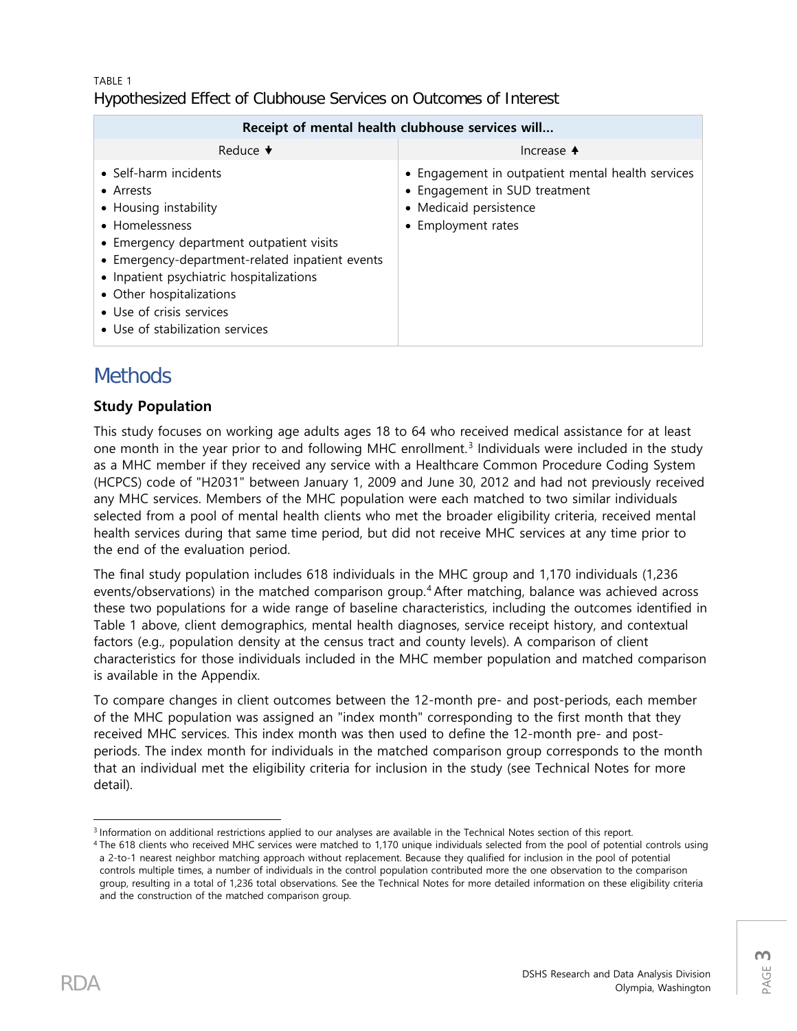TABLE 1
Hypothesized Effect of Clubhouse Services on Outcomes of Interest

| Receipt of mental health clubhouse services will... | |
|---|---|
| Reduce ↓ | Increase ↑ |
| • Self-harm incidents<br>• Arrests<br>• Housing instability<br>• Homelessness<br>• Emergency department outpatient visits<br>• Emergency-department-related inpatient events<br>• Inpatient psychiatric hospitalizations<br>• Other hospitalizations<br>• Use of crisis services<br>• Use of stabilization services | • Engagement in outpatient mental health services<br>• Engagement in SUD treatment<br>• Medicaid persistence<br>• Employment rates |

# Methods

### Study Population

This study focuses on working age adults ages 18 to 64 who received medical assistance for at least one month in the year prior to and following MHC enrollment.[3] Individuals were included in the study as a MHC member if they received any service with a Healthcare Common Procedure Coding System (HCPCS) code of "H2031" between January 1, 2009 and June 30, 2012 and had not previously received any MHC services. Members of the MHC population were each matched to two similar individuals selected from a pool of mental health clients who met the broader eligibility criteria, received mental health services during that same time period, but did not receive MHC services at any time prior to the end of the evaluation period.

The final study population includes 618 individuals in the MHC group and 1,170 individuals (1,236 events/observations) in the matched comparison group.[4] After matching, balance was achieved across these two populations for a wide range of baseline characteristics, including the outcomes identified in Table 1 above, client demographics, mental health diagnoses, service receipt history, and contextual factors (e.g., population density at the census tract and county levels). A comparison of client characteristics for those individuals included in the MHC member population and matched comparison is available in the Appendix.

To compare changes in client outcomes between the 12-month pre- and post-periods, each member of the MHC population was assigned an "index month" corresponding to the first month that they received MHC services. This index month was then used to define the 12-month pre- and post-periods. The index month for individuals in the matched comparison group corresponds to the month that an individual met the eligibility criteria for inclusion in the study (see Technical Notes for more detail).

[3] Information on additional restrictions applied to our analyses are available in the Technical Notes section of this report.

[4] The 618 clients who received MHC services were matched to 1,170 unique individuals selected from the pool of potential controls using a 2-to-1 nearest neighbor matching approach without replacement. Because they qualified for inclusion in the pool of potential controls multiple times, a number of individuals in the control population contributed more the one observation to the comparison group, resulting in a total of 1,236 total observations. See the Technical Notes for more detailed information on these eligibility criteria and the construction of the matched comparison group.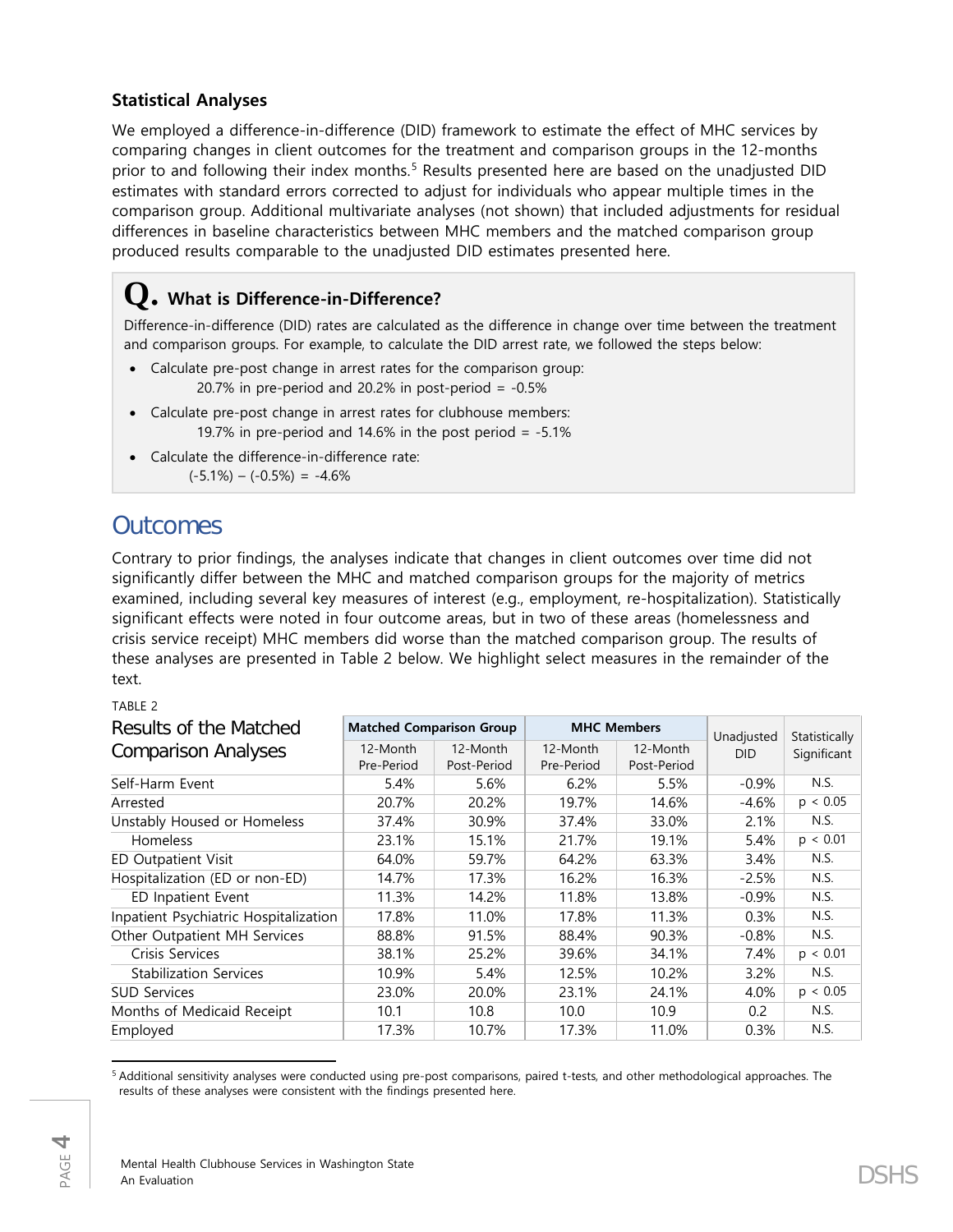### Statistical Analyses

We employed a difference-in-difference (DID) framework to estimate the effect of MHC services by comparing changes in client outcomes for the treatment and comparison groups in the 12-months prior to and following their index months.[5] Results presented here are based on the unadjusted DID estimates with standard errors corrected to adjust for individuals who appear multiple times in the comparison group. Additional multivariate analyses (not shown) that included adjustments for residual differences in baseline characteristics between MHC members and the matched comparison group produced results comparable to the unadjusted DID estimates presented here.

> **Q. What is Difference-in-Difference?**
>
> Difference-in-difference (DID) rates are calculated as the difference in change over time between the treatment and comparison groups. For example, to calculate the DID arrest rate, we followed the steps below:
>
> - Calculate pre-post change in arrest rates for the comparison group:
>   20.7% in pre-period and 20.2% in post-period = -0.5%
> - Calculate pre-post change in arrest rates for clubhouse members:
>   19.7% in pre-period and 14.6% in the post period = -5.1%
> - Calculate the difference-in-difference rate:
>   (-5.1%) – (-0.5%) = -4.6%

## Outcomes

Contrary to prior findings, the analyses indicate that changes in client outcomes over time did not significantly differ between the MHC and matched comparison groups for the majority of metrics examined, including several key measures of interest (e.g., employment, re-hospitalization). Statistically significant effects were noted in four outcome areas, but in two of these areas (homelessness and crisis service receipt) MHC members did worse than the matched comparison group. The results of these analyses are presented in Table 2 below. We highlight select measures in the remainder of the text.

TABLE 2

**Results of the Matched Comparison Analyses**

| | Matched Comparison Group | | MHC Members | | Unadjusted DID | Statistically Significant |
|---|---|---|---|---|---|---|
| | 12-Month Pre-Period | 12-Month Post-Period | 12-Month Pre-Period | 12-Month Post-Period | | |
| Self-Harm Event | 5.4% | 5.6% | 6.2% | 5.5% | -0.9% | N.S. |
| Arrested | 20.7% | 20.2% | 19.7% | 14.6% | -4.6% | $p < 0.05$ |
| Unstably Housed or Homeless | 37.4% | 30.9% | 37.4% | 33.0% | 2.1% | N.S. |
| Homeless | 23.1% | 15.1% | 21.7% | 19.1% | 5.4% | $p < 0.01$ |
| ED Outpatient Visit | 64.0% | 59.7% | 64.2% | 63.3% | 3.4% | N.S. |
| Hospitalization (ED or non-ED) | 14.7% | 17.3% | 16.2% | 16.3% | -2.5% | N.S. |
| ED Inpatient Event | 11.3% | 14.2% | 11.8% | 13.8% | -0.9% | N.S. |
| Inpatient Psychiatric Hospitalization | 17.8% | 11.0% | 17.8% | 11.3% | 0.3% | N.S. |
| Other Outpatient MH Services | 88.8% | 91.5% | 88.4% | 90.3% | -0.8% | N.S. |
| Crisis Services | 38.1% | 25.2% | 39.6% | 34.1% | 7.4% | $p < 0.01$ |
| Stabilization Services | 10.9% | 5.4% | 12.5% | 10.2% | 3.2% | N.S. |
| SUD Services | 23.0% | 20.0% | 23.1% | 24.1% | 4.0% | $p < 0.05$ |
| Months of Medicaid Receipt | 10.1 | 10.8 | 10.0 | 10.9 | 0.2 | N.S. |
| Employed | 17.3% | 10.7% | 17.3% | 11.0% | 0.3% | N.S. |

[5] Additional sensitivity analyses were conducted using pre-post comparisons, paired t-tests, and other methodological approaches. The results of these analyses were consistent with the findings presented here.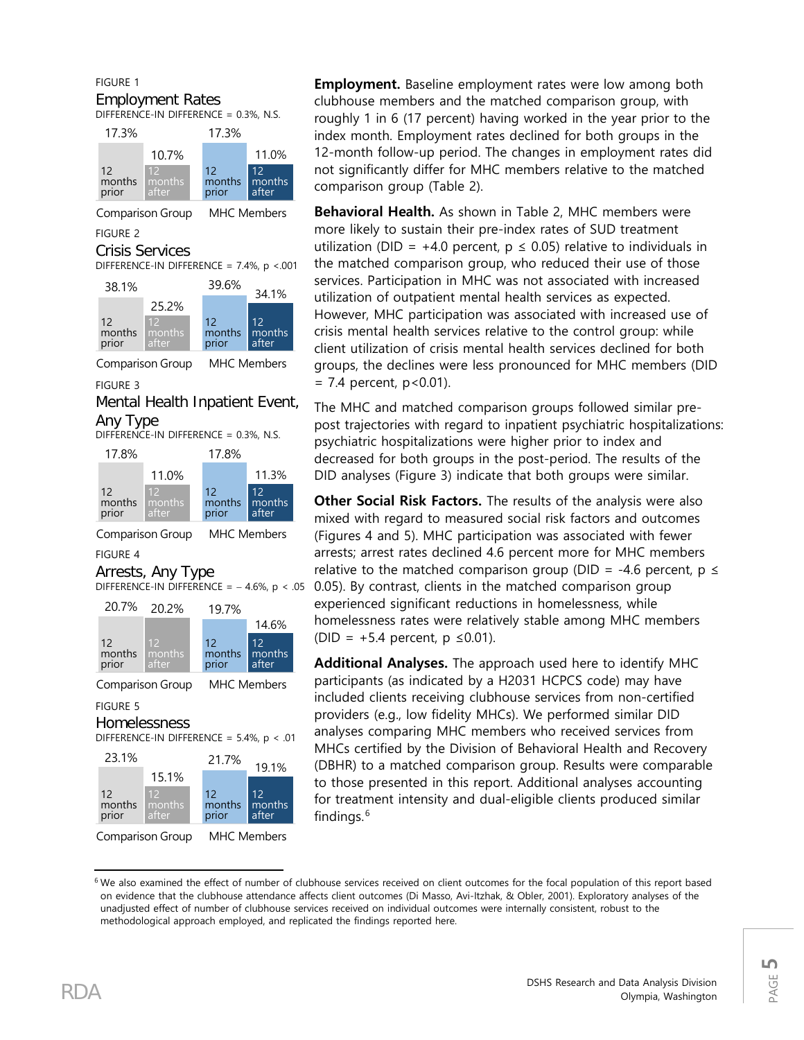FIGURE 1

### Employment Rates

DIFFERENCE-IN DIFFERENCE = 0.3%, N.S.

| | 12 months prior | 12 months after |
|---|---|---|
| Comparison Group | 17.3% | 10.7% |
| MHC Members | 17.3% | 11.0% |

FIGURE 2

### Crisis Services

DIFFERENCE-IN DIFFERENCE = 7.4%, $p < .001$

| | 12 months prior | 12 months after |
|---|---|---|
| Comparison Group | 38.1% | 25.2% |
| MHC Members | 39.6% | 34.1% |

FIGURE 3

### Mental Health Inpatient Event, Any Type

DIFFERENCE-IN DIFFERENCE = 0.3%, N.S.

| | 12 months prior | 12 months after |
|---|---|---|
| Comparison Group | 17.8% | 11.0% |
| MHC Members | 17.8% | 11.3% |

FIGURE 4

### Arrests, Any Type

DIFFERENCE-IN DIFFERENCE = – 4.6%, $p < .05$

| | 12 months prior | 12 months after |
|---|---|---|
| Comparison Group | 20.7% | 20.2% |
| MHC Members | 19.7% | 14.6% |

FIGURE 5

### Homelessness

DIFFERENCE-IN DIFFERENCE = 5.4%, $p < .01$

| | 12 months prior | 12 months after |
|---|---|---|
| Comparison Group | 23.1% | 15.1% |
| MHC Members | 21.7% | 19.1% |

**Employment.** Baseline employment rates were low among both clubhouse members and the matched comparison group, with roughly 1 in 6 (17 percent) having worked in the year prior to the index month. Employment rates declined for both groups in the 12-month follow-up period. The changes in employment rates did not significantly differ for MHC members relative to the matched comparison group (Table 2).

**Behavioral Health.** As shown in Table 2, MHC members were more likely to sustain their pre-index rates of SUD treatment utilization (DID = +4.0 percent, $p \leq 0.05$) relative to individuals in the matched comparison group, who reduced their use of those services. Participation in MHC was not associated with increased utilization of outpatient mental health services as expected. However, MHC participation was associated with increased use of crisis mental health services relative to the control group: while client utilization of crisis mental health services declined for both groups, the declines were less pronounced for MHC members (DID = 7.4 percent, $p<0.01$).

The MHC and matched comparison groups followed similar pre-post trajectories with regard to inpatient psychiatric hospitalizations: psychiatric hospitalizations were higher prior to index and decreased for both groups in the post-period. The results of the DID analyses (Figure 3) indicate that both groups were similar.

**Other Social Risk Factors.** The results of the analysis were also mixed with regard to measured social risk factors and outcomes (Figures 4 and 5). MHC participation was associated with fewer arrests; arrest rates declined 4.6 percent more for MHC members relative to the matched comparison group (DID = -4.6 percent, $p \leq 0.05$). By contrast, clients in the matched comparison group experienced significant reductions in homelessness, while homelessness rates were relatively stable among MHC members (DID = +5.4 percent, $p \leq 0.01$).

**Additional Analyses.** The approach used here to identify MHC participants (as indicated by a H2031 HCPCS code) may have included clients receiving clubhouse services from non-certified providers (e.g., low fidelity MHCs). We performed similar DID analyses comparing MHC members who received services from MHCs certified by the Division of Behavioral Health and Recovery (DBHR) to a matched comparison group. Results were comparable to those presented in this report. Additional analyses accounting for treatment intensity and dual-eligible clients produced similar findings.[6]

---

[6] We also examined the effect of number of clubhouse services received on client outcomes for the focal population of this report based on evidence that the clubhouse attendance affects client outcomes (Di Masso, Avi-Itzhak, & Obler, 2001). Exploratory analyses of the unadjusted effect of number of clubhouse services received on individual outcomes were internally consistent, robust to the methodological approach employed, and replicated the findings reported here.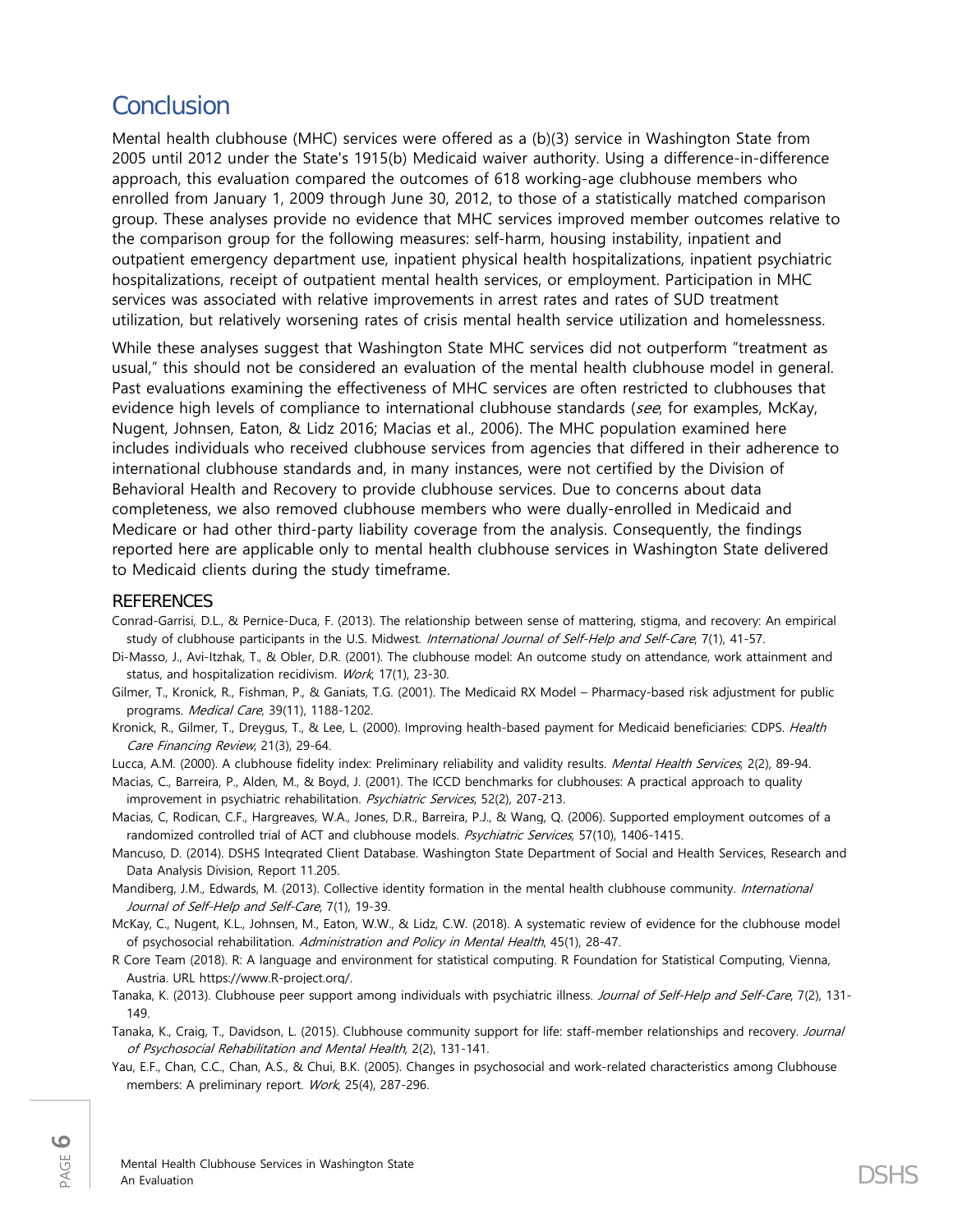## Conclusion

Mental health clubhouse (MHC) services were offered as a (b)(3) service in Washington State from 2005 until 2012 under the State's 1915(b) Medicaid waiver authority. Using a difference-in-difference approach, this evaluation compared the outcomes of 618 working-age clubhouse members who enrolled from January 1, 2009 through June 30, 2012, to those of a statistically matched comparison group. These analyses provide no evidence that MHC services improved member outcomes relative to the comparison group for the following measures: self-harm, housing instability, inpatient and outpatient emergency department use, inpatient physical health hospitalizations, inpatient psychiatric hospitalizations, receipt of outpatient mental health services, or employment. Participation in MHC services was associated with relative improvements in arrest rates and rates of SUD treatment utilization, but relatively worsening rates of crisis mental health service utilization and homelessness.

While these analyses suggest that Washington State MHC services did not outperform "treatment as usual," this should not be considered an evaluation of the mental health clubhouse model in general. Past evaluations examining the effectiveness of MHC services are often restricted to clubhouses that evidence high levels of compliance to international clubhouse standards (*see*, for examples, McKay, Nugent, Johnsen, Eaton, & Lidz 2016; Macias et al., 2006). The MHC population examined here includes individuals who received clubhouse services from agencies that differed in their adherence to international clubhouse standards and, in many instances, were not certified by the Division of Behavioral Health and Recovery to provide clubhouse services. Due to concerns about data completeness, we also removed clubhouse members who were dually-enrolled in Medicaid and Medicare or had other third-party liability coverage from the analysis. Consequently, the findings reported here are applicable only to mental health clubhouse services in Washington State delivered to Medicaid clients during the study timeframe.

### REFERENCES

Conrad-Garrisi, D.L., & Pernice-Duca, F. (2013). The relationship between sense of mattering, stigma, and recovery: An empirical study of clubhouse participants in the U.S. Midwest. *International Journal of Self-Help and Self-Care*, 7(1), 41-57.

Di-Masso, J., Avi-Itzhak, T., & Obler, D.R. (2001). The clubhouse model: An outcome study on attendance, work attainment and status, and hospitalization recidivism. *Work*, 17(1), 23-30.

Gilmer, T., Kronick, R., Fishman, P., & Ganiats, T.G. (2001). The Medicaid RX Model – Pharmacy-based risk adjustment for public programs. *Medical Care*, 39(11), 1188-1202.

Kronick, R., Gilmer, T., Dreygus, T., & Lee, L. (2000). Improving health-based payment for Medicaid beneficiaries: CDPS. *Health Care Financing Review*, 21(3), 29-64.

Lucca, A.M. (2000). A clubhouse fidelity index: Preliminary reliability and validity results. *Mental Health Services*, 2(2), 89-94.

Macias, C., Barreira, P., Alden, M., & Boyd, J. (2001). The ICCD benchmarks for clubhouses: A practical approach to quality improvement in psychiatric rehabilitation. *Psychiatric Services*, 52(2), 207-213.

Macias, C, Rodican, C.F., Hargreaves, W.A., Jones, D.R., Barreira, P.J., & Wang, Q. (2006). Supported employment outcomes of a randomized controlled trial of ACT and clubhouse models. *Psychiatric Services*, 57(10), 1406-1415.

Mancuso, D. (2014). DSHS Integrated Client Database. Washington State Department of Social and Health Services, Research and Data Analysis Division, Report 11.205.

Mandiberg, J.M., Edwards, M. (2013). Collective identity formation in the mental health clubhouse community. *International Journal of Self-Help and Self-Care*, 7(1), 19-39.

McKay, C., Nugent, K.L., Johnsen, M., Eaton, W.W., & Lidz, C.W. (2018). A systematic review of evidence for the clubhouse model of psychosocial rehabilitation. *Administration and Policy in Mental Health*, 45(1), 28-47.

R Core Team (2018). R: A language and environment for statistical computing. R Foundation for Statistical Computing, Vienna, Austria. URL https://www.R-project.org/.

Tanaka, K. (2013). Clubhouse peer support among individuals with psychiatric illness. *Journal of Self-Help and Self-Care*, 7(2), 131-149.

Tanaka, K., Craig, T., Davidson, L. (2015). Clubhouse community support for life: staff-member relationships and recovery. *Journal of Psychosocial Rehabilitation and Mental Health*, 2(2), 131-141.

Yau, E.F., Chan, C.C., Chan, A.S., & Chui, B.K. (2005). Changes in psychosocial and work-related characteristics among Clubhouse members: A preliminary report. *Work*, 25(4), 287-296.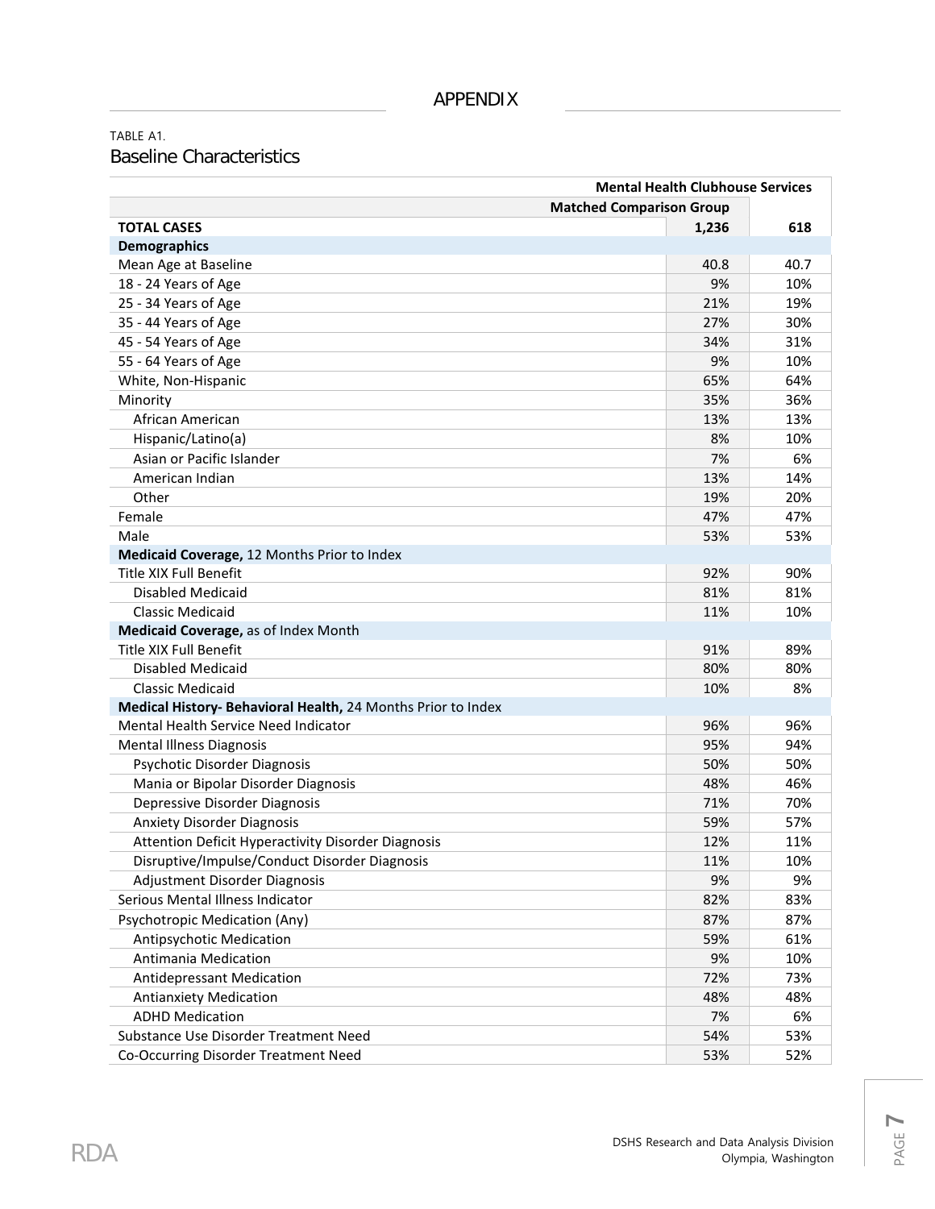# APPENDIX

TABLE A1.

## Baseline Characteristics

| | Matched Comparison Group | Mental Health Clubhouse Services |
|---|---|---|
| **TOTAL CASES** | **1,236** | **618** |
| **Demographics** | | |
| Mean Age at Baseline | 40.8 | 40.7 |
| 18 - 24 Years of Age | 9% | 10% |
| 25 - 34 Years of Age | 21% | 19% |
| 35 - 44 Years of Age | 27% | 30% |
| 45 - 54 Years of Age | 34% | 31% |
| 55 - 64 Years of Age | 9% | 10% |
| White, Non-Hispanic | 65% | 64% |
| Minority | 35% | 36% |
| African American | 13% | 13% |
| Hispanic/Latino(a) | 8% | 10% |
| Asian or Pacific Islander | 7% | 6% |
| American Indian | 13% | 14% |
| Other | 19% | 20% |
| Female | 47% | 47% |
| Male | 53% | 53% |
| **Medicaid Coverage,** 12 Months Prior to Index | | |
| Title XIX Full Benefit | 92% | 90% |
| Disabled Medicaid | 81% | 81% |
| Classic Medicaid | 11% | 10% |
| **Medicaid Coverage,** as of Index Month | | |
| Title XIX Full Benefit | 91% | 89% |
| Disabled Medicaid | 80% | 80% |
| Classic Medicaid | 10% | 8% |
| **Medical History- Behavioral Health,** 24 Months Prior to Index | | |
| Mental Health Service Need Indicator | 96% | 96% |
| Mental Illness Diagnosis | 95% | 94% |
| Psychotic Disorder Diagnosis | 50% | 50% |
| Mania or Bipolar Disorder Diagnosis | 48% | 46% |
| Depressive Disorder Diagnosis | 71% | 70% |
| Anxiety Disorder Diagnosis | 59% | 57% |
| Attention Deficit Hyperactivity Disorder Diagnosis | 12% | 11% |
| Disruptive/Impulse/Conduct Disorder Diagnosis | 11% | 10% |
| Adjustment Disorder Diagnosis | 9% | 9% |
| Serious Mental Illness Indicator | 82% | 83% |
| Psychotropic Medication (Any) | 87% | 87% |
| Antipsychotic Medication | 59% | 61% |
| Antimania Medication | 9% | 10% |
| Antidepressant Medication | 72% | 73% |
| Antianxiety Medication | 48% | 48% |
| ADHD Medication | 7% | 6% |
| Substance Use Disorder Treatment Need | 54% | 53% |
| Co-Occurring Disorder Treatment Need | 53% | 52% |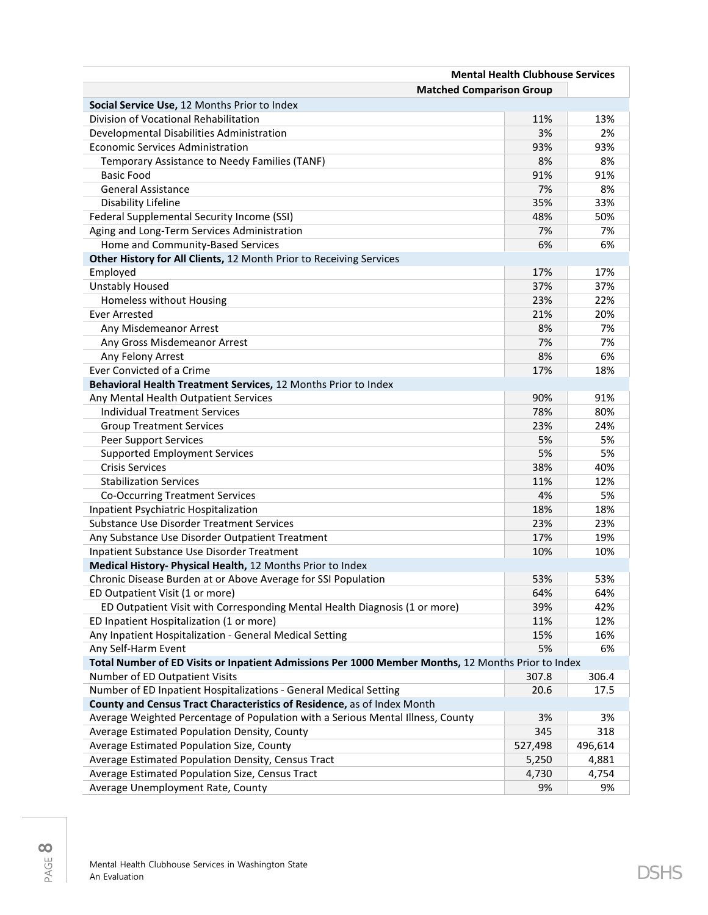| | Mental Health Clubhouse Services | |
|---|---|---|
| | Matched Comparison Group | |
| **Social Service Use,** 12 Months Prior to Index | | |
| Division of Vocational Rehabilitation | 11% | 13% |
| Developmental Disabilities Administration | 3% | 2% |
| Economic Services Administration | 93% | 93% |
| Temporary Assistance to Needy Families (TANF) | 8% | 8% |
| Basic Food | 91% | 91% |
| General Assistance | 7% | 8% |
| Disability Lifeline | 35% | 33% |
| Federal Supplemental Security Income (SSI) | 48% | 50% |
| Aging and Long-Term Services Administration | 7% | 7% |
| Home and Community-Based Services | 6% | 6% |
| **Other History for All Clients,** 12 Month Prior to Receiving Services | | |
| Employed | 17% | 17% |
| Unstably Housed | 37% | 37% |
| Homeless without Housing | 23% | 22% |
| Ever Arrested | 21% | 20% |
| Any Misdemeanor Arrest | 8% | 7% |
| Any Gross Misdemeanor Arrest | 7% | 7% |
| Any Felony Arrest | 8% | 6% |
| Ever Convicted of a Crime | 17% | 18% |
| **Behavioral Health Treatment Services,** 12 Months Prior to Index | | |
| Any Mental Health Outpatient Services | 90% | 91% |
| Individual Treatment Services | 78% | 80% |
| Group Treatment Services | 23% | 24% |
| Peer Support Services | 5% | 5% |
| Supported Employment Services | 5% | 5% |
| Crisis Services | 38% | 40% |
| Stabilization Services | 11% | 12% |
| Co-Occurring Treatment Services | 4% | 5% |
| Inpatient Psychiatric Hospitalization | 18% | 18% |
| Substance Use Disorder Treatment Services | 23% | 23% |
| Any Substance Use Disorder Outpatient Treatment | 17% | 19% |
| Inpatient Substance Use Disorder Treatment | 10% | 10% |
| **Medical History- Physical Health,** 12 Months Prior to Index | | |
| Chronic Disease Burden at or Above Average for SSI Population | 53% | 53% |
| ED Outpatient Visit (1 or more) | 64% | 64% |
| ED Outpatient Visit with Corresponding Mental Health Diagnosis (1 or more) | 39% | 42% |
| ED Inpatient Hospitalization (1 or more) | 11% | 12% |
| Any Inpatient Hospitalization - General Medical Setting | 15% | 16% |
| Any Self-Harm Event | 5% | 6% |
| **Total Number of ED Visits or Inpatient Admissions Per 1000 Member Months,** 12 Months Prior to Index | | |
| Number of ED Outpatient Visits | 307.8 | 306.4 |
| Number of ED Inpatient Hospitalizations - General Medical Setting | 20.6 | 17.5 |
| **County and Census Tract Characteristics of Residence,** as of Index Month | | |
| Average Weighted Percentage of Population with a Serious Mental Illness, County | 3% | 3% |
| Average Estimated Population Density, County | 345 | 318 |
| Average Estimated Population Size, County | 527,498 | 496,614 |
| Average Estimated Population Density, Census Tract | 5,250 | 4,881 |
| Average Estimated Population Size, Census Tract | 4,730 | 4,754 |
| Average Unemployment Rate, County | 9% | 9% |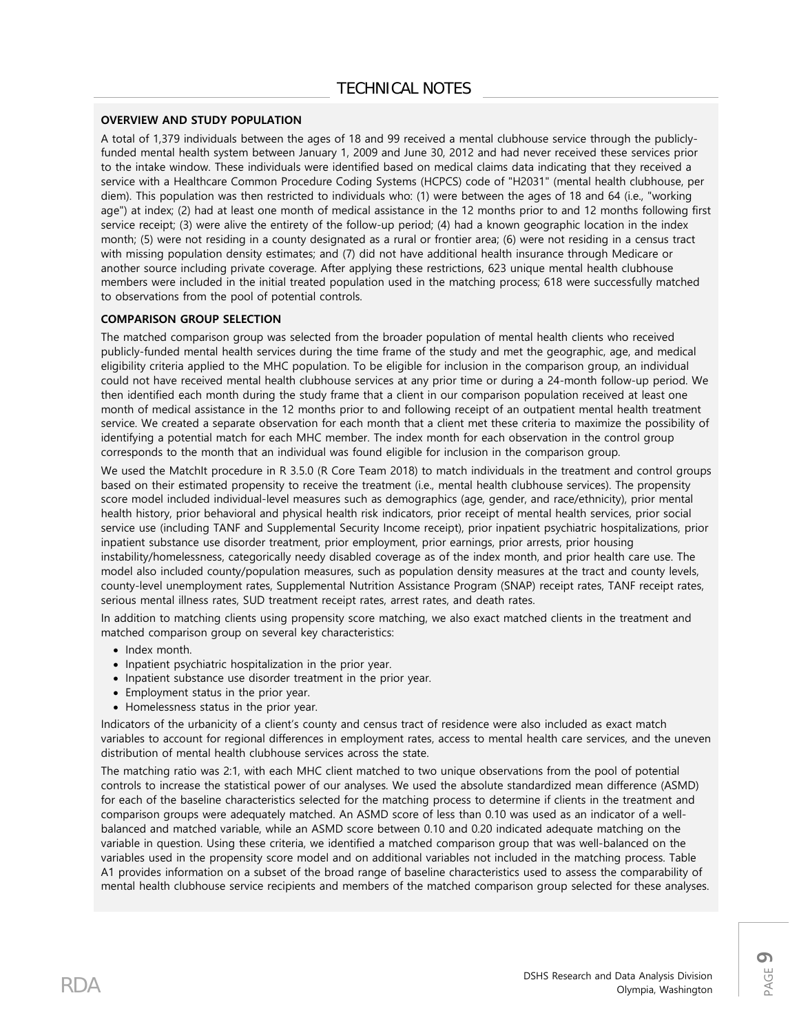# TECHNICAL NOTES

**OVERVIEW AND STUDY POPULATION**

A total of 1,379 individuals between the ages of 18 and 99 received a mental clubhouse service through the publicly-funded mental health system between January 1, 2009 and June 30, 2012 and had never received these services prior to the intake window. These individuals were identified based on medical claims data indicating that they received a service with a Healthcare Common Procedure Coding Systems (HCPCS) code of "H2031" (mental health clubhouse, per diem). This population was then restricted to individuals who: (1) were between the ages of 18 and 64 (i.e., "working age") at index; (2) had at least one month of medical assistance in the 12 months prior to and 12 months following first service receipt; (3) were alive the entirety of the follow-up period; (4) had a known geographic location in the index month; (5) were not residing in a county designated as a rural or frontier area; (6) were not residing in a census tract with missing population density estimates; and (7) did not have additional health insurance through Medicare or another source including private coverage. After applying these restrictions, 623 unique mental health clubhouse members were included in the initial treated population used in the matching process; 618 were successfully matched to observations from the pool of potential controls.

**COMPARISON GROUP SELECTION**

The matched comparison group was selected from the broader population of mental health clients who received publicly-funded mental health services during the time frame of the study and met the geographic, age, and medical eligibility criteria applied to the MHC population. To be eligible for inclusion in the comparison group, an individual could not have received mental health clubhouse services at any prior time or during a 24-month follow-up period. We then identified each month during the study frame that a client in our comparison population received at least one month of medical assistance in the 12 months prior to and following receipt of an outpatient mental health treatment service. We created a separate observation for each month that a client met these criteria to maximize the possibility of identifying a potential match for each MHC member. The index month for each observation in the control group corresponds to the month that an individual was found eligible for inclusion in the comparison group.

We used the MatchIt procedure in R 3.5.0 (R Core Team 2018) to match individuals in the treatment and control groups based on their estimated propensity to receive the treatment (i.e., mental health clubhouse services). The propensity score model included individual-level measures such as demographics (age, gender, and race/ethnicity), prior mental health history, prior behavioral and physical health risk indicators, prior receipt of mental health services, prior social service use (including TANF and Supplemental Security Income receipt), prior inpatient psychiatric hospitalizations, prior inpatient substance use disorder treatment, prior employment, prior earnings, prior arrests, prior housing instability/homelessness, categorically needy disabled coverage as of the index month, and prior health care use. The model also included county/population measures, such as population density measures at the tract and county levels, county-level unemployment rates, Supplemental Nutrition Assistance Program (SNAP) receipt rates, TANF receipt rates, serious mental illness rates, SUD treatment receipt rates, arrest rates, and death rates.

In addition to matching clients using propensity score matching, we also exact matched clients in the treatment and matched comparison group on several key characteristics:

- Index month.
- Inpatient psychiatric hospitalization in the prior year.
- Inpatient substance use disorder treatment in the prior year.
- Employment status in the prior year.
- Homelessness status in the prior year.

Indicators of the urbanicity of a client's county and census tract of residence were also included as exact match variables to account for regional differences in employment rates, access to mental health care services, and the uneven distribution of mental health clubhouse services across the state.

The matching ratio was 2:1, with each MHC client matched to two unique observations from the pool of potential controls to increase the statistical power of our analyses. We used the absolute standardized mean difference (ASMD) for each of the baseline characteristics selected for the matching process to determine if clients in the treatment and comparison groups were adequately matched. An ASMD score of less than 0.10 was used as an indicator of a well-balanced and matched variable, while an ASMD score between 0.10 and 0.20 indicated adequate matching on the variable in question. Using these criteria, we identified a matched comparison group that was well-balanced on the variables used in the propensity score model and on additional variables not included in the matching process. Table A1 provides information on a subset of the broad range of baseline characteristics used to assess the comparability of mental health clubhouse service recipients and members of the matched comparison group selected for these analyses.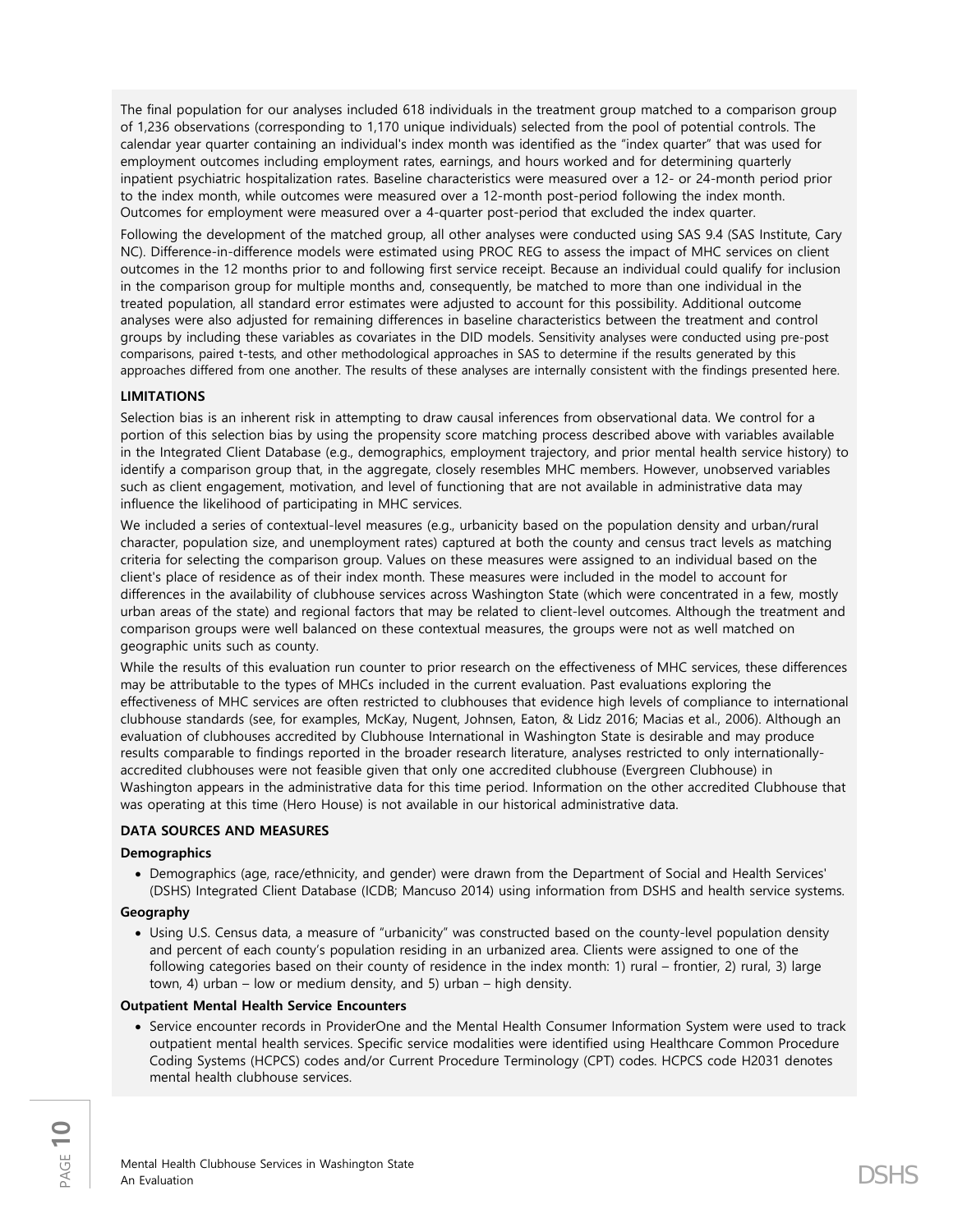The final population for our analyses included 618 individuals in the treatment group matched to a comparison group of 1,236 observations (corresponding to 1,170 unique individuals) selected from the pool of potential controls. The calendar year quarter containing an individual's index month was identified as the "index quarter" that was used for employment outcomes including employment rates, earnings, and hours worked and for determining quarterly inpatient psychiatric hospitalization rates. Baseline characteristics were measured over a 12- or 24-month period prior to the index month, while outcomes were measured over a 12-month post-period following the index month. Outcomes for employment were measured over a 4-quarter post-period that excluded the index quarter.

Following the development of the matched group, all other analyses were conducted using SAS 9.4 (SAS Institute, Cary NC). Difference-in-difference models were estimated using PROC REG to assess the impact of MHC services on client outcomes in the 12 months prior to and following first service receipt. Because an individual could qualify for inclusion in the comparison group for multiple months and, consequently, be matched to more than one individual in the treated population, all standard error estimates were adjusted to account for this possibility. Additional outcome analyses were also adjusted for remaining differences in baseline characteristics between the treatment and control groups by including these variables as covariates in the DID models. Sensitivity analyses were conducted using pre-post comparisons, paired t-tests, and other methodological approaches in SAS to determine if the results generated by this approaches differed from one another. The results of these analyses are internally consistent with the findings presented here.

**LIMITATIONS**

Selection bias is an inherent risk in attempting to draw causal inferences from observational data. We control for a portion of this selection bias by using the propensity score matching process described above with variables available in the Integrated Client Database (e.g., demographics, employment trajectory, and prior mental health service history) to identify a comparison group that, in the aggregate, closely resembles MHC members. However, unobserved variables such as client engagement, motivation, and level of functioning that are not available in administrative data may influence the likelihood of participating in MHC services.

We included a series of contextual-level measures (e.g., urbanicity based on the population density and urban/rural character, population size, and unemployment rates) captured at both the county and census tract levels as matching criteria for selecting the comparison group. Values on these measures were assigned to an individual based on the client's place of residence as of their index month. These measures were included in the model to account for differences in the availability of clubhouse services across Washington State (which were concentrated in a few, mostly urban areas of the state) and regional factors that may be related to client-level outcomes. Although the treatment and comparison groups were well balanced on these contextual measures, the groups were not as well matched on geographic units such as county.

While the results of this evaluation run counter to prior research on the effectiveness of MHC services, these differences may be attributable to the types of MHCs included in the current evaluation. Past evaluations exploring the effectiveness of MHC services are often restricted to clubhouses that evidence high levels of compliance to international clubhouse standards (see, for examples, McKay, Nugent, Johnsen, Eaton, & Lidz 2016; Macias et al., 2006). Although an evaluation of clubhouses accredited by Clubhouse International in Washington State is desirable and may produce results comparable to findings reported in the broader research literature, analyses restricted to only internationally-accredited clubhouses were not feasible given that only one accredited clubhouse (Evergreen Clubhouse) in Washington appears in the administrative data for this time period. Information on the other accredited Clubhouse that was operating at this time (Hero House) is not available in our historical administrative data.

**DATA SOURCES AND MEASURES**

**Demographics**

- Demographics (age, race/ethnicity, and gender) were drawn from the Department of Social and Health Services' (DSHS) Integrated Client Database (ICDB; Mancuso 2014) using information from DSHS and health service systems.

**Geography**

- Using U.S. Census data, a measure of "urbanicity" was constructed based on the county-level population density and percent of each county's population residing in an urbanized area. Clients were assigned to one of the following categories based on their county of residence in the index month: 1) rural – frontier, 2) rural, 3) large town, 4) urban – low or medium density, and 5) urban – high density.

**Outpatient Mental Health Service Encounters**

- Service encounter records in ProviderOne and the Mental Health Consumer Information System were used to track outpatient mental health services. Specific service modalities were identified using Healthcare Common Procedure Coding Systems (HCPCS) codes and/or Current Procedure Terminology (CPT) codes. HCPCS code H2031 denotes mental health clubhouse services.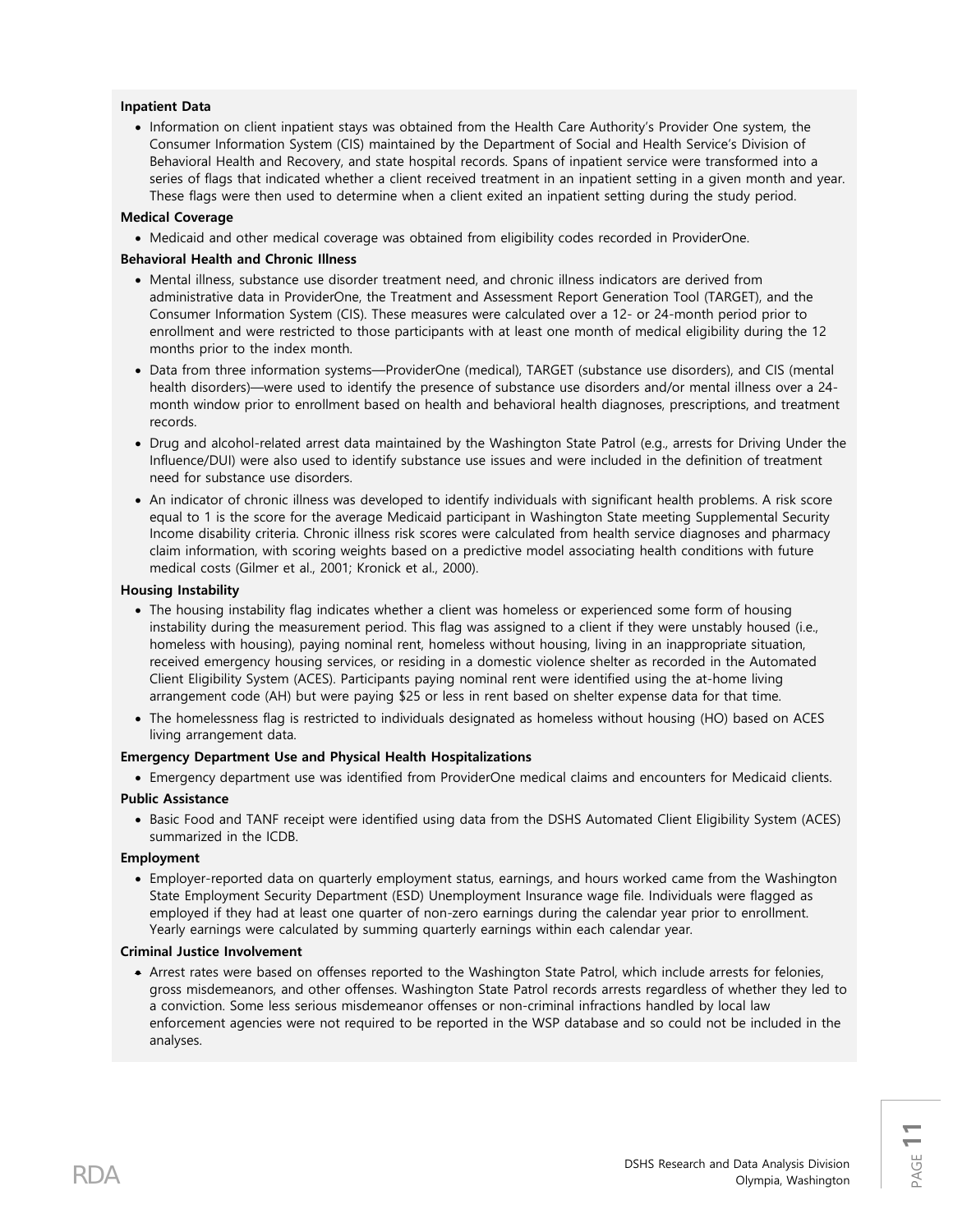**Inpatient Data**

- Information on client inpatient stays was obtained from the Health Care Authority's Provider One system, the Consumer Information System (CIS) maintained by the Department of Social and Health Service's Division of Behavioral Health and Recovery, and state hospital records. Spans of inpatient service were transformed into a series of flags that indicated whether a client received treatment in an inpatient setting in a given month and year. These flags were then used to determine when a client exited an inpatient setting during the study period.

**Medical Coverage**

- Medicaid and other medical coverage was obtained from eligibility codes recorded in ProviderOne.

**Behavioral Health and Chronic Illness**

- Mental illness, substance use disorder treatment need, and chronic illness indicators are derived from administrative data in ProviderOne, the Treatment and Assessment Report Generation Tool (TARGET), and the Consumer Information System (CIS). These measures were calculated over a 12- or 24-month period prior to enrollment and were restricted to those participants with at least one month of medical eligibility during the 12 months prior to the index month.
- Data from three information systems—ProviderOne (medical), TARGET (substance use disorders), and CIS (mental health disorders)—were used to identify the presence of substance use disorders and/or mental illness over a 24-month window prior to enrollment based on health and behavioral health diagnoses, prescriptions, and treatment records.
- Drug and alcohol-related arrest data maintained by the Washington State Patrol (e.g., arrests for Driving Under the Influence/DUI) were also used to identify substance use issues and were included in the definition of treatment need for substance use disorders.
- An indicator of chronic illness was developed to identify individuals with significant health problems. A risk score equal to 1 is the score for the average Medicaid participant in Washington State meeting Supplemental Security Income disability criteria. Chronic illness risk scores were calculated from health service diagnoses and pharmacy claim information, with scoring weights based on a predictive model associating health conditions with future medical costs (Gilmer et al., 2001; Kronick et al., 2000).

**Housing Instability**

- The housing instability flag indicates whether a client was homeless or experienced some form of housing instability during the measurement period. This flag was assigned to a client if they were unstably housed (i.e., homeless with housing), paying nominal rent, homeless without housing, living in an inappropriate situation, received emergency housing services, or residing in a domestic violence shelter as recorded in the Automated Client Eligibility System (ACES). Participants paying nominal rent were identified using the at-home living arrangement code (AH) but were paying $25 or less in rent based on shelter expense data for that time.
- The homelessness flag is restricted to individuals designated as homeless without housing (HO) based on ACES living arrangement data.

**Emergency Department Use and Physical Health Hospitalizations**

- Emergency department use was identified from ProviderOne medical claims and encounters for Medicaid clients.

**Public Assistance**

- Basic Food and TANF receipt were identified using data from the DSHS Automated Client Eligibility System (ACES) summarized in the ICDB.

**Employment**

- Employer-reported data on quarterly employment status, earnings, and hours worked came from the Washington State Employment Security Department (ESD) Unemployment Insurance wage file. Individuals were flagged as employed if they had at least one quarter of non-zero earnings during the calendar year prior to enrollment. Yearly earnings were calculated by summing quarterly earnings within each calendar year.

**Criminal Justice Involvement**

- Arrest rates were based on offenses reported to the Washington State Patrol, which include arrests for felonies, gross misdemeanors, and other offenses. Washington State Patrol records arrests regardless of whether they led to a conviction. Some less serious misdemeanor offenses or non-criminal infractions handled by local law enforcement agencies were not required to be reported in the WSP database and so could not be included in the analyses.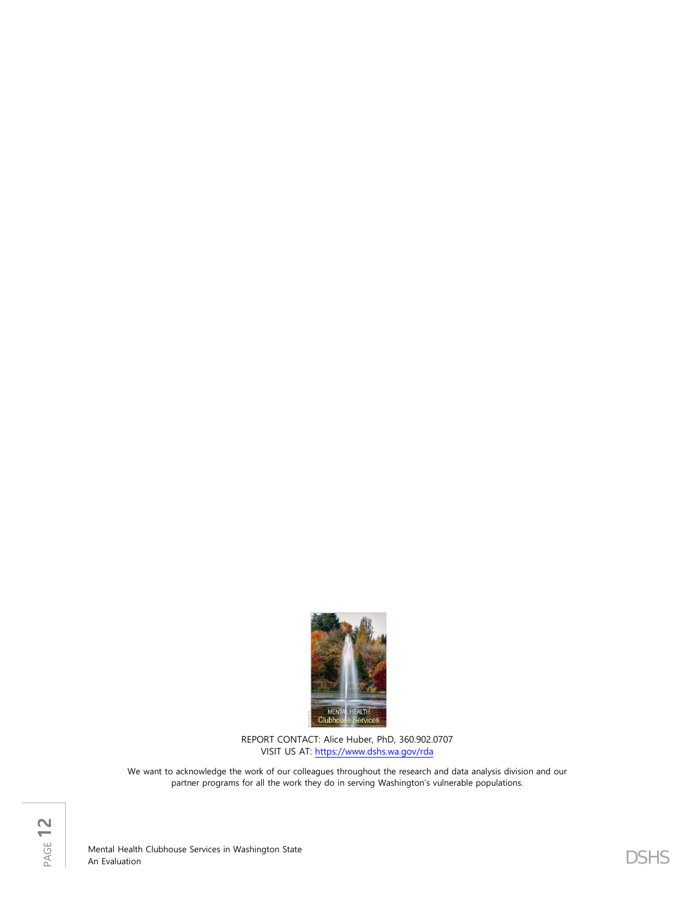REPORT CONTACT: Alice Huber, PhD, 360.902.0707
VISIT US AT: https://www.dshs.wa.gov/rda

We want to acknowledge the work of our colleagues throughout the research and data analysis division and our partner programs for all the work they do in serving Washington's vulnerable populations.